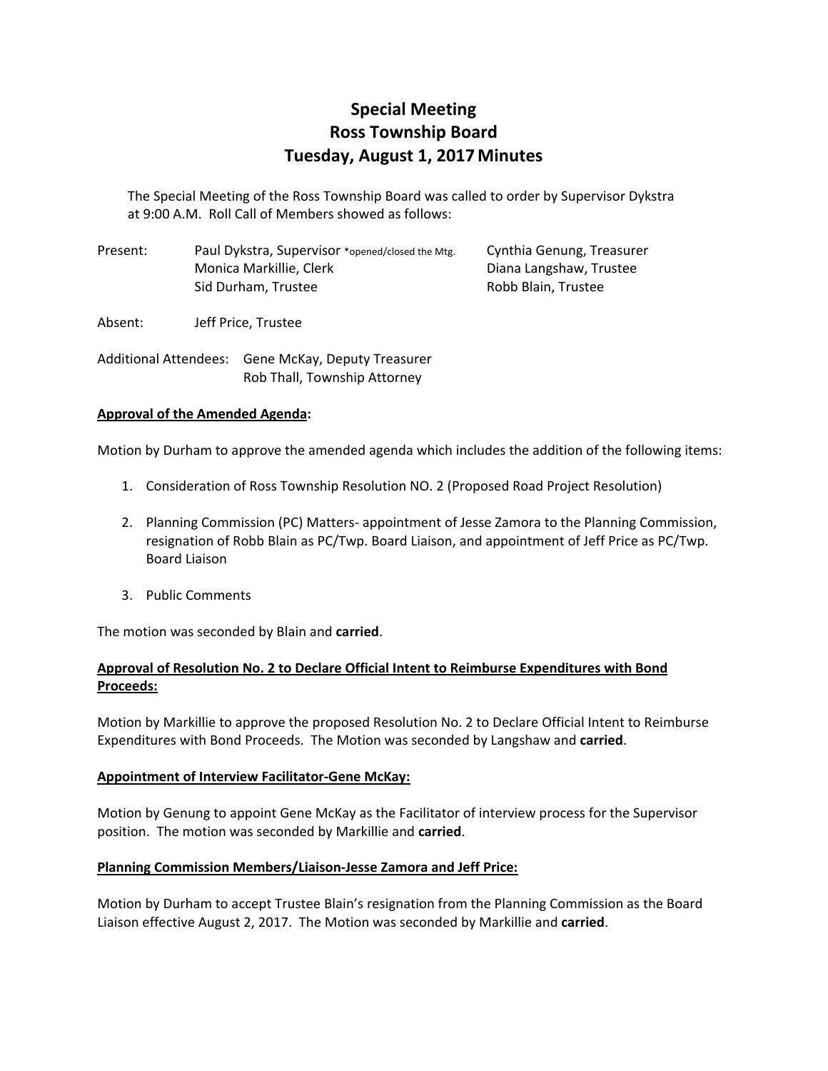# Special Meeting
# Ross Township Board
# Tuesday, August 1, 2017 Minutes

The Special Meeting of the Ross Township Board was called to order by Supervisor Dykstra at 9:00 A.M. Roll Call of Members showed as follows:

Present: Paul Dykstra, Supervisor *opened/closed the Mtg.
Monica Markillie, Clerk
Sid Durham, Trustee
Cynthia Genung, Treasurer
Diana Langshaw, Trustee
Robb Blain, Trustee

Absent: Jeff Price, Trustee

Additional Attendees: Gene McKay, Deputy Treasurer
Rob Thall, Township Attorney

**Approval of the Amended Agenda:**

Motion by Durham to approve the amended agenda which includes the addition of the following items:

1. Consideration of Ross Township Resolution NO. 2 (Proposed Road Project Resolution)
2. Planning Commission (PC) Matters- appointment of Jesse Zamora to the Planning Commission, resignation of Robb Blain as PC/Twp. Board Liaison, and appointment of Jeff Price as PC/Twp. Board Liaison
3. Public Comments

The motion was seconded by Blain and **carried**.

**Approval of Resolution No. 2 to Declare Official Intent to Reimburse Expenditures with Bond Proceeds:**

Motion by Markillie to approve the proposed Resolution No. 2 to Declare Official Intent to Reimburse Expenditures with Bond Proceeds. The Motion was seconded by Langshaw and **carried**.

**Appointment of Interview Facilitator-Gene McKay:**

Motion by Genung to appoint Gene McKay as the Facilitator of interview process for the Supervisor position. The motion was seconded by Markillie and **carried**.

**Planning Commission Members/Liaison-Jesse Zamora and Jeff Price:**

Motion by Durham to accept Trustee Blain's resignation from the Planning Commission as the Board Liaison effective August 2, 2017. The Motion was seconded by Markillie and **carried**.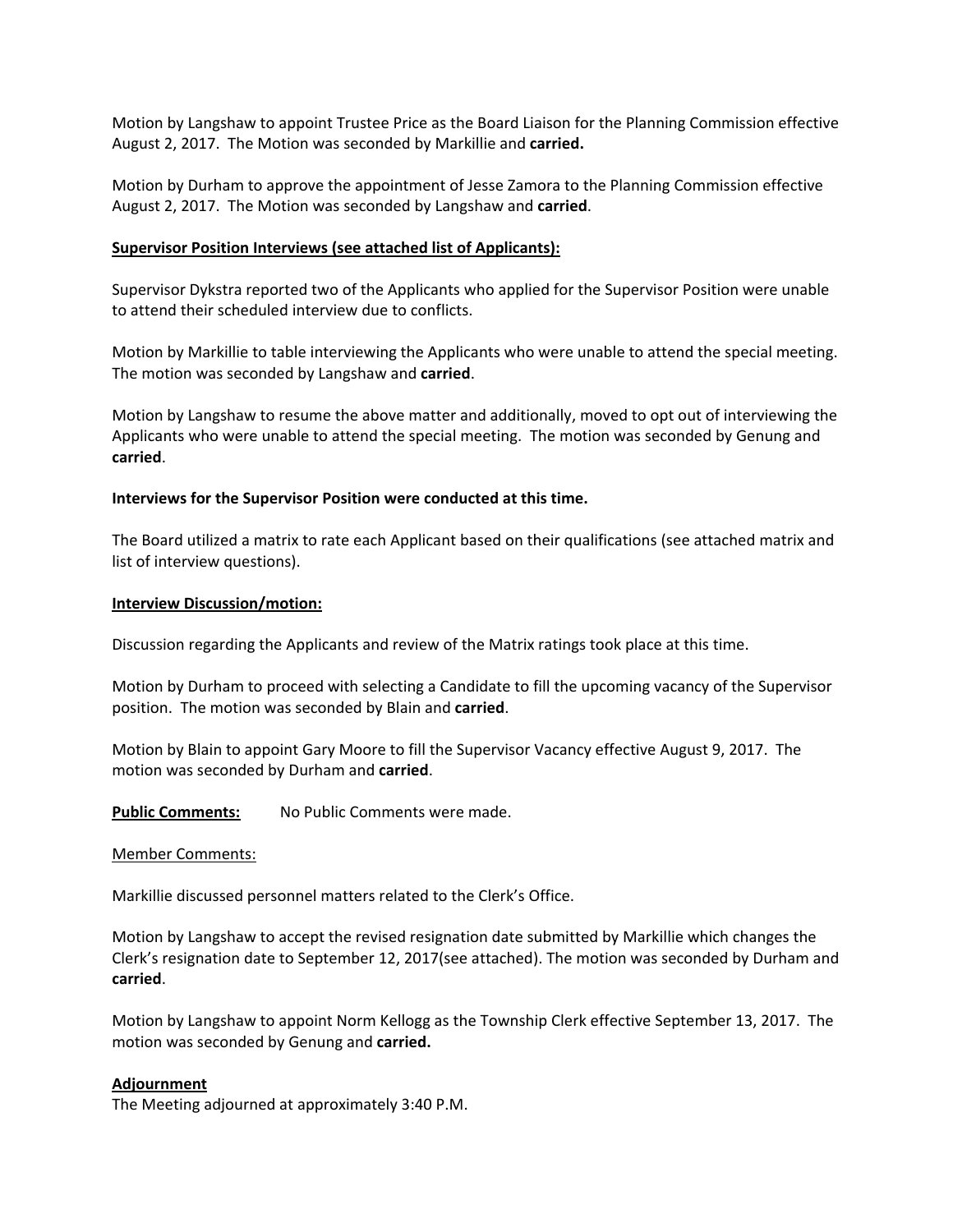Motion by Langshaw to appoint Trustee Price as the Board Liaison for the Planning Commission effective August 2, 2017. The Motion was seconded by Markillie and **carried.**

Motion by Durham to approve the appointment of Jesse Zamora to the Planning Commission effective August 2, 2017. The Motion was seconded by Langshaw and **carried**.

**Supervisor Position Interviews (see attached list of Applicants):**

Supervisor Dykstra reported two of the Applicants who applied for the Supervisor Position were unable to attend their scheduled interview due to conflicts.

Motion by Markillie to table interviewing the Applicants who were unable to attend the special meeting. The motion was seconded by Langshaw and **carried**.

Motion by Langshaw to resume the above matter and additionally, moved to opt out of interviewing the Applicants who were unable to attend the special meeting. The motion was seconded by Genung and **carried**.

**Interviews for the Supervisor Position were conducted at this time.**

The Board utilized a matrix to rate each Applicant based on their qualifications (see attached matrix and list of interview questions).

**Interview Discussion/motion:**

Discussion regarding the Applicants and review of the Matrix ratings took place at this time.

Motion by Durham to proceed with selecting a Candidate to fill the upcoming vacancy of the Supervisor position. The motion was seconded by Blain and **carried**.

Motion by Blain to appoint Gary Moore to fill the Supervisor Vacancy effective August 9, 2017. The motion was seconded by Durham and **carried**.

**Public Comments:** No Public Comments were made.

Member Comments:

Markillie discussed personnel matters related to the Clerk's Office.

Motion by Langshaw to accept the revised resignation date submitted by Markillie which changes the Clerk's resignation date to September 12, 2017(see attached). The motion was seconded by Durham and **carried**.

Motion by Langshaw to appoint Norm Kellogg as the Township Clerk effective September 13, 2017. The motion was seconded by Genung and **carried.**

**Adjournment**

The Meeting adjourned at approximately 3:40 P.M.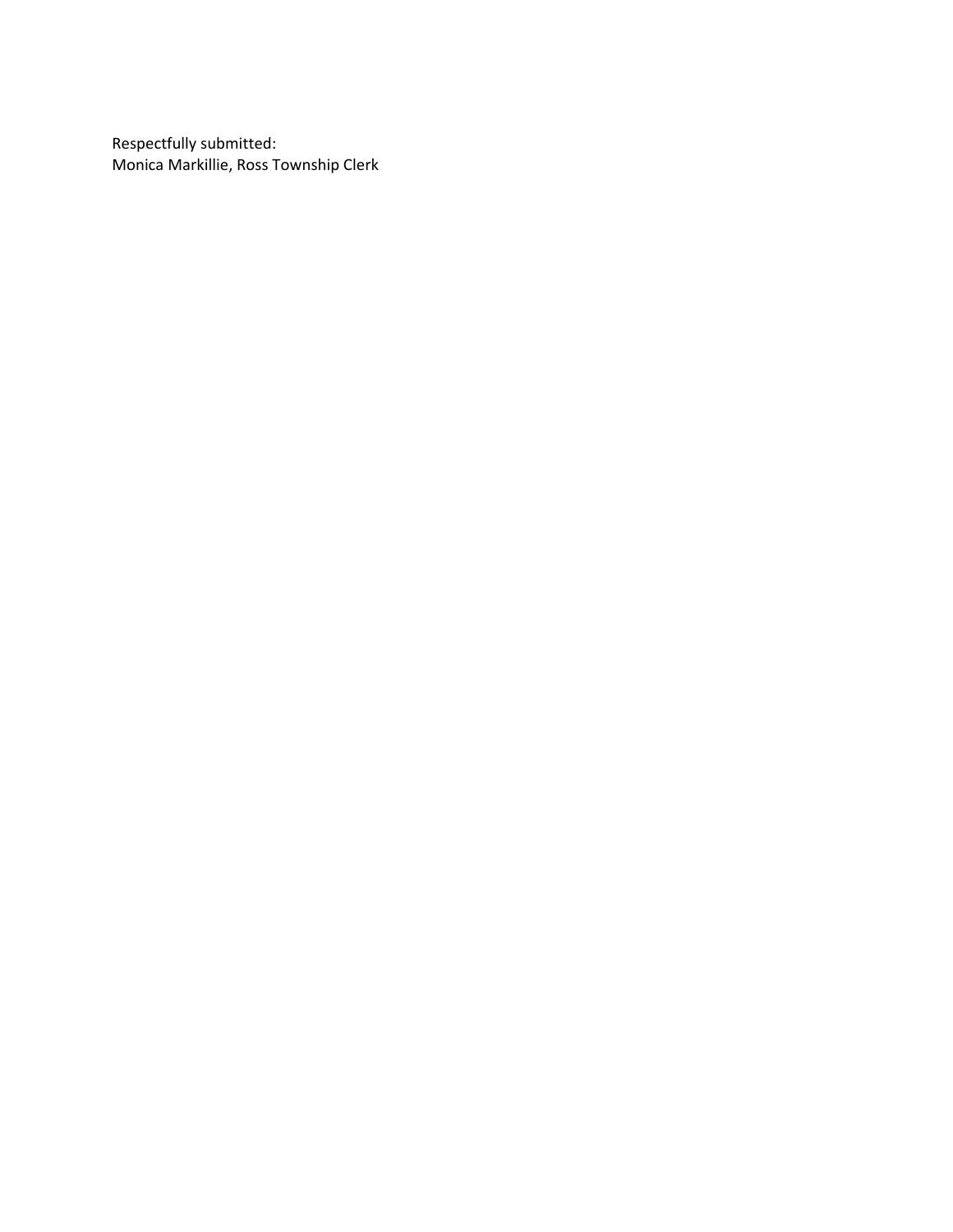Respectfully submitted:
Monica Markillie, Ross Township Clerk